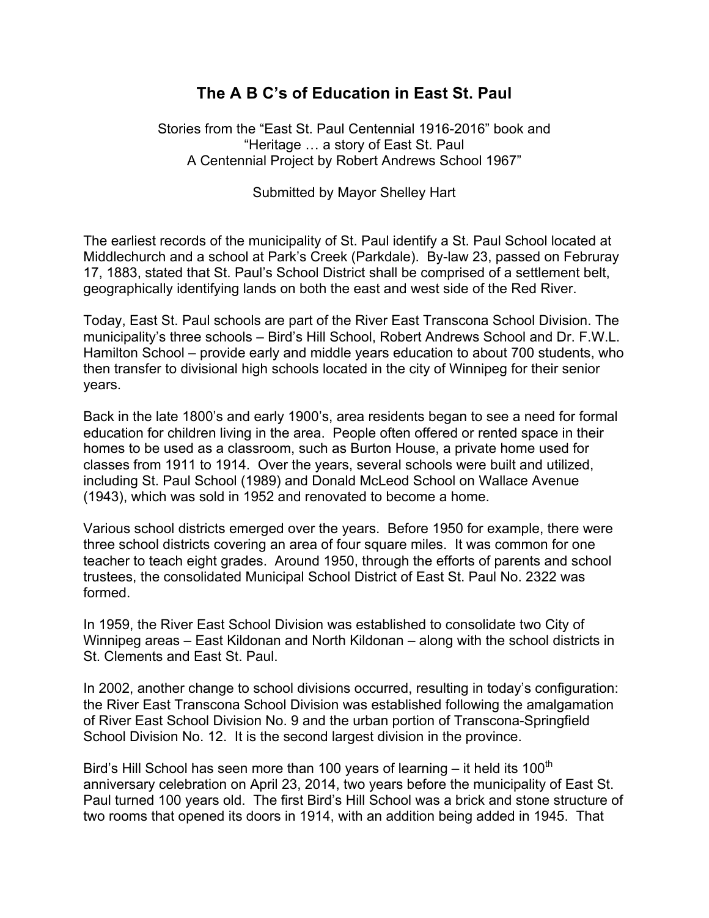# The A B C's of Education in East St. Paul

Stories from the "East St. Paul Centennial 1916-2016" book and
"Heritage … a story of East St. Paul
A Centennial Project by Robert Andrews School 1967"

Submitted by Mayor Shelley Hart

The earliest records of the municipality of St. Paul identify a St. Paul School located at Middlechurch and a school at Park's Creek (Parkdale). By-law 23, passed on Februray 17, 1883, stated that St. Paul's School District shall be comprised of a settlement belt, geographically identifying lands on both the east and west side of the Red River.

Today, East St. Paul schools are part of the River East Transcona School Division. The municipality's three schools – Bird's Hill School, Robert Andrews School and Dr. F.W.L. Hamilton School – provide early and middle years education to about 700 students, who then transfer to divisional high schools located in the city of Winnipeg for their senior years.

Back in the late 1800's and early 1900's, area residents began to see a need for formal education for children living in the area. People often offered or rented space in their homes to be used as a classroom, such as Burton House, a private home used for classes from 1911 to 1914. Over the years, several schools were built and utilized, including St. Paul School (1989) and Donald McLeod School on Wallace Avenue (1943), which was sold in 1952 and renovated to become a home.

Various school districts emerged over the years. Before 1950 for example, there were three school districts covering an area of four square miles. It was common for one teacher to teach eight grades. Around 1950, through the efforts of parents and school trustees, the consolidated Municipal School District of East St. Paul No. 2322 was formed.

In 1959, the River East School Division was established to consolidate two City of Winnipeg areas – East Kildonan and North Kildonan – along with the school districts in St. Clements and East St. Paul.

In 2002, another change to school divisions occurred, resulting in today's configuration: the River East Transcona School Division was established following the amalgamation of River East School Division No. 9 and the urban portion of Transcona-Springfield School Division No. 12. It is the second largest division in the province.

Bird's Hill School has seen more than 100 years of learning – it held its 100th anniversary celebration on April 23, 2014, two years before the municipality of East St. Paul turned 100 years old. The first Bird's Hill School was a brick and stone structure of two rooms that opened its doors in 1914, with an addition being added in 1945. That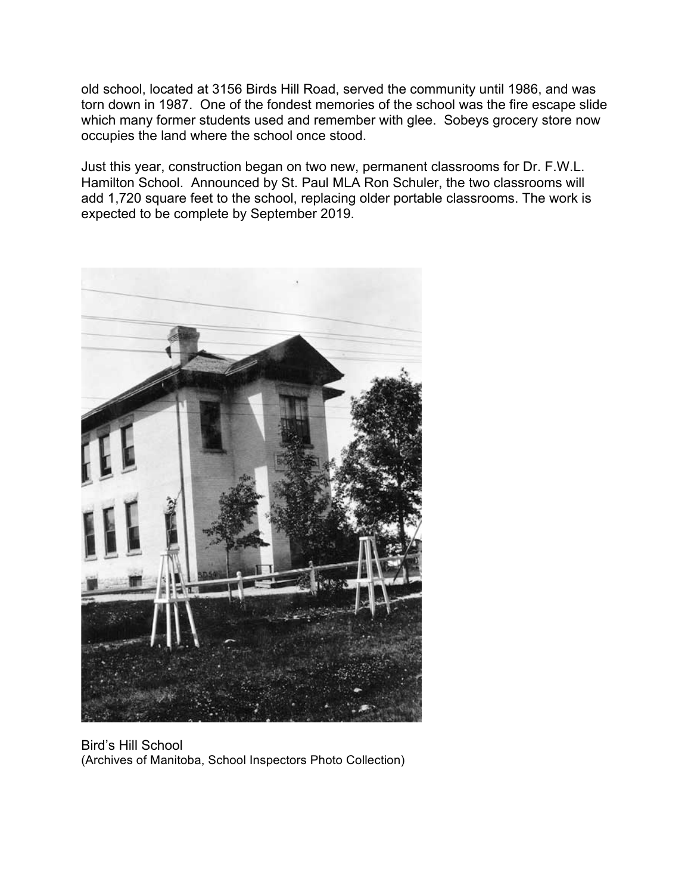old school, located at 3156 Birds Hill Road, served the community until 1986, and was torn down in 1987. One of the fondest memories of the school was the fire escape slide which many former students used and remember with glee. Sobeys grocery store now occupies the land where the school once stood.

Just this year, construction began on two new, permanent classrooms for Dr. F.W.L. Hamilton School. Announced by St. Paul MLA Ron Schuler, the two classrooms will add 1,720 square feet to the school, replacing older portable classrooms. The work is expected to be complete by September 2019.

Bird's Hill School
(Archives of Manitoba, School Inspectors Photo Collection)